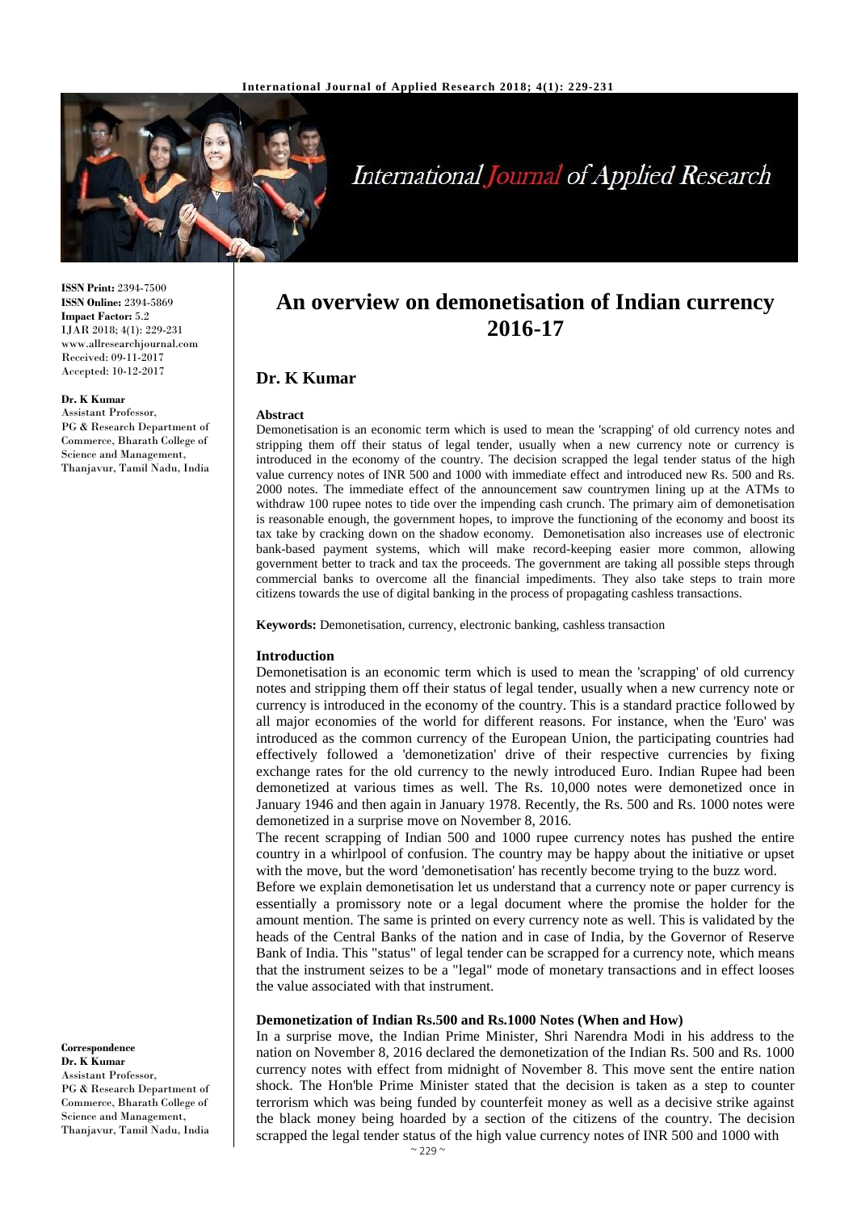# An overview on demonetisation of Indian currency 2016-17

## Dr. K Kumar

**ISSN Print:** 2394-7500
**ISSN Online:** 2394-5869
**Impact Factor:** 5.2
IJAR 2018; 4(1): 229-231
www.allresearchjournal.com
Received: 09-11-2017
Accepted: 10-12-2017

**Dr. K Kumar**
Assistant Professor,
PG & Research Department of Commerce, Bharath College of Science and Management, Thanjavur, Tamil Nadu, India

**Correspondence**
**Dr. K Kumar**
Assistant Professor,
PG & Research Department of Commerce, Bharath College of Science and Management, Thanjavur, Tamil Nadu, India

### Abstract

Demonetisation is an economic term which is used to mean the 'scrapping' of old currency notes and stripping them off their status of legal tender, usually when a new currency note or currency is introduced in the economy of the country. The decision scrapped the legal tender status of the high value currency notes of INR 500 and 1000 with immediate effect and introduced new Rs. 500 and Rs. 2000 notes. The immediate effect of the announcement saw countrymen lining up at the ATMs to withdraw 100 rupee notes to tide over the impending cash crunch. The primary aim of demonetisation is reasonable enough, the government hopes, to improve the functioning of the economy and boost its tax take by cracking down on the shadow economy. Demonetisation also increases use of electronic bank-based payment systems, which will make record-keeping easier more common, allowing government better to track and tax the proceeds. The government are taking all possible steps through commercial banks to overcome all the financial impediments. They also take steps to train more citizens towards the use of digital banking in the process of propagating cashless transactions.

**Keywords:** Demonetisation, currency, electronic banking, cashless transaction

### Introduction

Demonetisation is an economic term which is used to mean the 'scrapping' of old currency notes and stripping them off their status of legal tender, usually when a new currency note or currency is introduced in the economy of the country. This is a standard practice followed by all major economies of the world for different reasons. For instance, when the 'Euro' was introduced as the common currency of the European Union, the participating countries had effectively followed a 'demonetization' drive of their respective currencies by fixing exchange rates for the old currency to the newly introduced Euro. Indian Rupee had been demonetized at various times as well. The Rs. 10,000 notes were demonetized once in January 1946 and then again in January 1978. Recently, the Rs. 500 and Rs. 1000 notes were demonetized in a surprise move on November 8, 2016.

The recent scrapping of Indian 500 and 1000 rupee currency notes has pushed the entire country in a whirlpool of confusion. The country may be happy about the initiative or upset with the move, but the word 'demonetisation' has recently become trying to the buzz word.

Before we explain demonetisation let us understand that a currency note or paper currency is essentially a promissory note or a legal document where the promise the holder for the amount mention. The same is printed on every currency note as well. This is validated by the heads of the Central Banks of the nation and in case of India, by the Governor of Reserve Bank of India. This "status" of legal tender can be scrapped for a currency note, which means that the instrument seizes to be a "legal" mode of monetary transactions and in effect looses the value associated with that instrument.

### Demonetization of Indian Rs.500 and Rs.1000 Notes (When and How)

In a surprise move, the Indian Prime Minister, Shri Narendra Modi in his address to the nation on November 8, 2016 declared the demonetization of the Indian Rs. 500 and Rs. 1000 currency notes with effect from midnight of November 8. This move sent the entire nation shock. The Hon'ble Prime Minister stated that the decision is taken as a step to counter terrorism which was being funded by counterfeit money as well as a decisive strike against the black money being hoarded by a section of the citizens of the country. The decision scrapped the legal tender status of the high value currency notes of INR 500 and 1000 with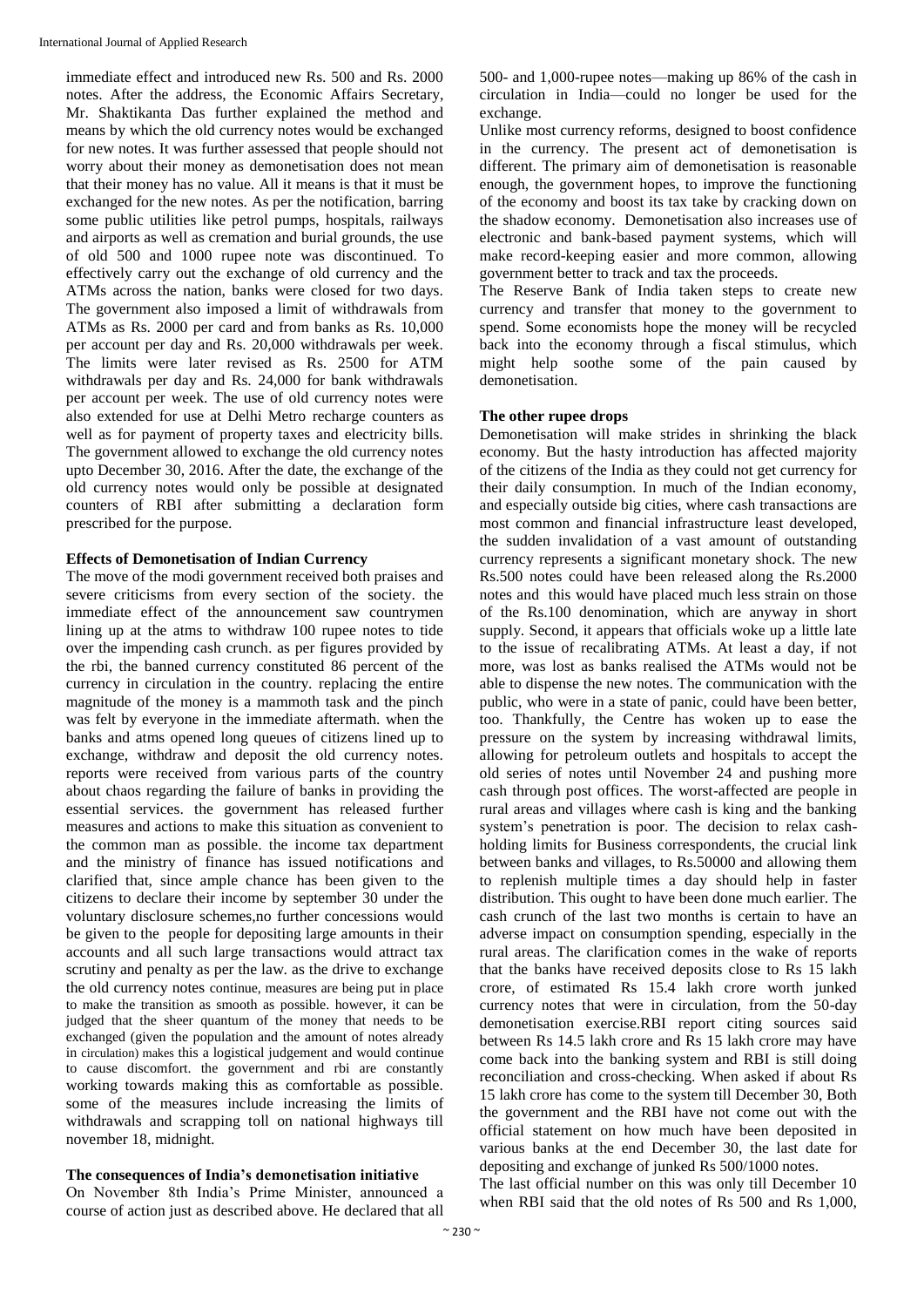immediate effect and introduced new Rs. 500 and Rs. 2000 notes. After the address, the Economic Affairs Secretary, Mr. Shaktikanta Das further explained the method and means by which the old currency notes would be exchanged for new notes. It was further assessed that people should not worry about their money as demonetisation does not mean that their money has no value. All it means is that it must be exchanged for the new notes. As per the notification, barring some public utilities like petrol pumps, hospitals, railways and airports as well as cremation and burial grounds, the use of old 500 and 1000 rupee note was discontinued. To effectively carry out the exchange of old currency and the ATMs across the nation, banks were closed for two days. The government also imposed a limit of withdrawals from ATMs as Rs. 2000 per card and from banks as Rs. 10,000 per account per day and Rs. 20,000 withdrawals per week. The limits were later revised as Rs. 2500 for ATM withdrawals per day and Rs. 24,000 for bank withdrawals per account per week. The use of old currency notes were also extended for use at Delhi Metro recharge counters as well as for payment of property taxes and electricity bills. The government allowed to exchange the old currency notes upto December 30, 2016. After the date, the exchange of the old currency notes would only be possible at designated counters of RBI after submitting a declaration form prescribed for the purpose.

### Effects of Demonetisation of Indian Currency

The move of the modi government received both praises and severe criticisms from every section of the society. the immediate effect of the announcement saw countrymen lining up at the atms to withdraw 100 rupee notes to tide over the impending cash crunch. as per figures provided by the rbi, the banned currency constituted 86 percent of the currency in circulation in the country. replacing the entire magnitude of the money is a mammoth task and the pinch was felt by everyone in the immediate aftermath. when the banks and atms opened long queues of citizens lined up to exchange, withdraw and deposit the old currency notes. reports were received from various parts of the country about chaos regarding the failure of banks in providing the essential services. the government has released further measures and actions to make this situation as convenient to the common man as possible. the income tax department and the ministry of finance has issued notifications and clarified that, since ample chance has been given to the citizens to declare their income by september 30 under the voluntary disclosure schemes,no further concessions would be given to the people for depositing large amounts in their accounts and all such large transactions would attract tax scrutiny and penalty as per the law. as the drive to exchange the old currency notes continue, measures are being put in place to make the transition as smooth as possible. however, it can be judged that the sheer quantum of the money that needs to be exchanged (given the population and the amount of notes already in circulation) makes this a logistical judgement and would continue to cause discomfort. the government and rbi are constantly working towards making this as comfortable as possible. some of the measures include increasing the limits of withdrawals and scrapping toll on national highways till november 18, midnight.

### The consequences of India's demonetisation initiative

On November 8th India's Prime Minister, announced a course of action just as described above. He declared that all 500- and 1,000-rupee notes—making up 86% of the cash in circulation in India—could no longer be used for the exchange.

Unlike most currency reforms, designed to boost confidence in the currency. The present act of demonetisation is different. The primary aim of demonetisation is reasonable enough, the government hopes, to improve the functioning of the economy and boost its tax take by cracking down on the shadow economy. Demonetisation also increases use of electronic and bank-based payment systems, which will make record-keeping easier and more common, allowing government better to track and tax the proceeds.

The Reserve Bank of India taken steps to create new currency and transfer that money to the government to spend. Some economists hope the money will be recycled back into the economy through a fiscal stimulus, which might help soothe some of the pain caused by demonetisation.

### The other rupee drops

Demonetisation will make strides in shrinking the black economy. But the hasty introduction has affected majority of the citizens of the India as they could not get currency for their daily consumption. In much of the Indian economy, and especially outside big cities, where cash transactions are most common and financial infrastructure least developed, the sudden invalidation of a vast amount of outstanding currency represents a significant monetary shock. The new Rs.500 notes could have been released along the Rs.2000 notes and this would have placed much less strain on those of the Rs.100 denomination, which are anyway in short supply. Second, it appears that officials woke up a little late to the issue of recalibrating ATMs. At least a day, if not more, was lost as banks realised the ATMs would not be able to dispense the new notes. The communication with the public, who were in a state of panic, could have been better, too. Thankfully, the Centre has woken up to ease the pressure on the system by increasing withdrawal limits, allowing for petroleum outlets and hospitals to accept the old series of notes until November 24 and pushing more cash through post offices. The worst-affected are people in rural areas and villages where cash is king and the banking system's penetration is poor. The decision to relax cash-holding limits for Business correspondents, the crucial link between banks and villages, to Rs.50000 and allowing them to replenish multiple times a day should help in faster distribution. This ought to have been done much earlier. The cash crunch of the last two months is certain to have an adverse impact on consumption spending, especially in the rural areas. The clarification comes in the wake of reports that the banks have received deposits close to Rs 15 lakh crore, of estimated Rs 15.4 lakh crore worth junked currency notes that were in circulation, from the 50-day demonetisation exercise.RBI report citing sources said between Rs 14.5 lakh crore and Rs 15 lakh crore may have come back into the banking system and RBI is still doing reconciliation and cross-checking. When asked if about Rs 15 lakh crore has come to the system till December 30, Both the government and the RBI have not come out with the official statement on how much have been deposited in various banks at the end December 30, the last date for depositing and exchange of junked Rs 500/1000 notes.

The last official number on this was only till December 10 when RBI said that the old notes of Rs 500 and Rs 1,000,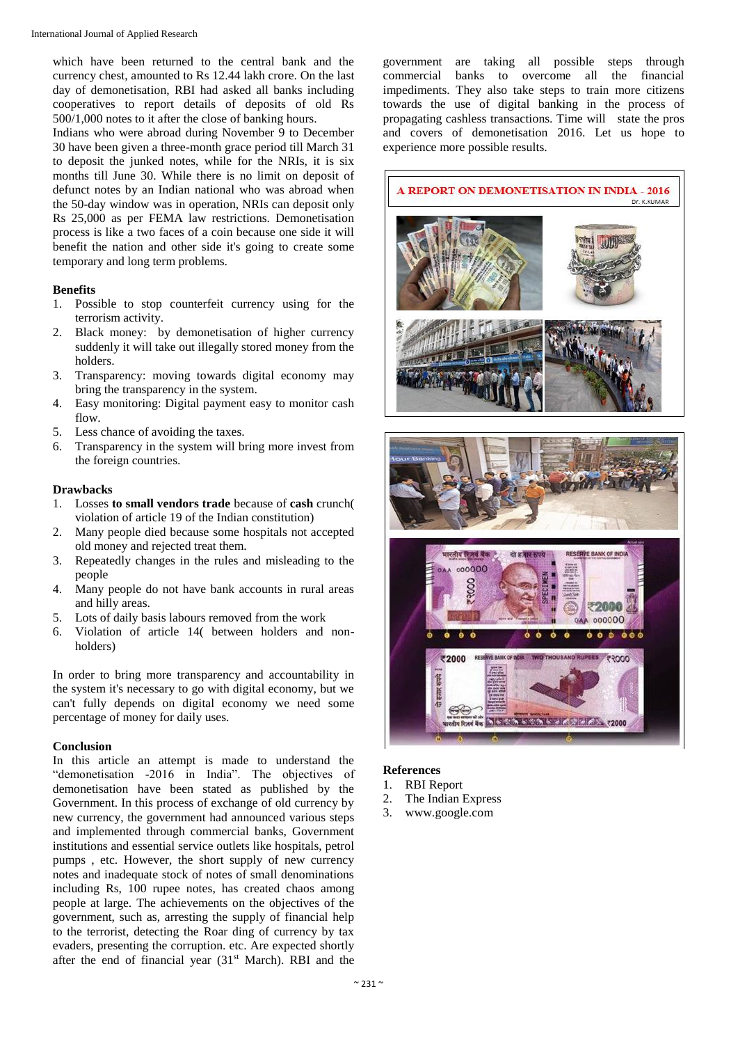which have been returned to the central bank and the currency chest, amounted to Rs 12.44 lakh crore. On the last day of demonetisation, RBI had asked all banks including cooperatives to report details of deposits of old Rs 500/1,000 notes to it after the close of banking hours.

Indians who were abroad during November 9 to December 30 have been given a three-month grace period till March 31 to deposit the junked notes, while for the NRIs, it is six months till June 30. While there is no limit on deposit of defunct notes by an Indian national who was abroad when the 50-day window was in operation, NRIs can deposit only Rs 25,000 as per FEMA law restrictions. Demonetisation process is like a two faces of a coin because one side it will benefit the nation and other side it's going to create some temporary and long term problems.

### Benefits

1. Possible to stop counterfeit currency using for the terrorism activity.
2. Black money: by demonetisation of higher currency suddenly it will take out illegally stored money from the holders.
3. Transparency: moving towards digital economy may bring the transparency in the system.
4. Easy monitoring: Digital payment easy to monitor cash flow.
5. Less chance of avoiding the taxes.
6. Transparency in the system will bring more invest from the foreign countries.

### Drawbacks

1. Losses **to small vendors trade** because of **cash** crunch( violation of article 19 of the Indian constitution)
2. Many people died because some hospitals not accepted old money and rejected treat them.
3. Repeatedly changes in the rules and misleading to the people
4. Many people do not have bank accounts in rural areas and hilly areas.
5. Lots of daily basis labours removed from the work
6. Violation of article 14( between holders and non-holders)

In order to bring more transparency and accountability in the system it's necessary to go with digital economy, but we can't fully depends on digital economy we need some percentage of money for daily uses.

### Conclusion

In this article an attempt is made to understand the "demonetisation -2016 in India". The objectives of demonetisation have been stated as published by the Government. In this process of exchange of old currency by new currency, the government had announced various steps and implemented through commercial banks, Government institutions and essential service outlets like hospitals, petrol pumps , etc. However, the short supply of new currency notes and inadequate stock of notes of small denominations including Rs, 100 rupee notes, has created chaos among people at large. The achievements on the objectives of the government, such as, arresting the supply of financial help to the terrorist, detecting the Roar ding of currency by tax evaders, presenting the corruption. etc. Are expected shortly after the end of financial year (31st March). RBI and the government are taking all possible steps through commercial banks to overcome all the financial impediments. They also take steps to train more citizens towards the use of digital banking in the process of propagating cashless transactions. Time will state the pros and covers of demonetisation 2016. Let us hope to experience more possible results.

A REPORT ON DEMONETISATION IN INDIA - 2016

Dr. K.KUMAR

### References

1. RBI Report
2. The Indian Express
3. www.google.com